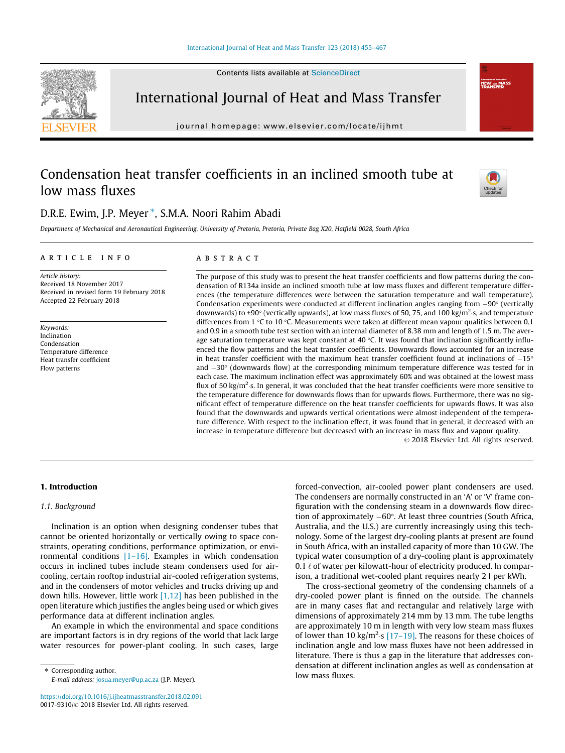# Condensation heat transfer coefficients in an inclined smooth tube at low mass fluxes

D.R.E. Ewim, J.P. Meyer *, S.M.A. Noori Rahim Abadi

*Department of Mechanical and Aeronautical Engineering, University of Pretoria, Pretoria, Private Bag X20, Hatfield 0028, South Africa*

## ARTICLE INFO

*Article history:*
Received 18 November 2017
Received in revised form 19 February 2018
Accepted 22 February 2018

*Keywords:*
Inclination
Condensation
Temperature difference
Heat transfer coefficient
Flow patterns

## ABSTRACT

The purpose of this study was to present the heat transfer coefficients and flow patterns during the condensation of R134a inside an inclined smooth tube at low mass fluxes and different temperature differences (the temperature differences were between the saturation temperature and wall temperature). Condensation experiments were conducted at different inclination angles ranging from −90° (vertically downwards) to +90° (vertically upwards), at low mass fluxes of 50, 75, and 100 kg/m²·s, and temperature differences from 1 °C to 10 °C. Measurements were taken at different mean vapour qualities between 0.1 and 0.9 in a smooth tube test section with an internal diameter of 8.38 mm and length of 1.5 m. The average saturation temperature was kept constant at 40 °C. It was found that inclination significantly influenced the flow patterns and the heat transfer coefficients. Downwards flows accounted for an increase in heat transfer coefficient with the maximum heat transfer coefficient found at inclinations of −15° and −30° (downwards flow) at the corresponding minimum temperature difference was tested for in each case. The maximum inclination effect was approximately 60% and was obtained at the lowest mass flux of 50 kg/m²·s. In general, it was concluded that the heat transfer coefficients were more sensitive to the temperature difference for downwards flows than for upwards flows. Furthermore, there was no significant effect of temperature difference on the heat transfer coefficients for upwards flows. It was also found that the downwards and upwards vertical orientations were almost independent of the temperature difference. With respect to the inclination effect, it was found that in general, it decreased with an increase in temperature difference but decreased with an increase in mass flux and vapour quality.

© 2018 Elsevier Ltd. All rights reserved.

## 1. Introduction

### 1.1. Background

Inclination is an option when designing condenser tubes that cannot be oriented horizontally or vertically owing to space constraints, operating conditions, performance optimization, or environmental conditions [1–16]. Examples in which condensation occurs in inclined tubes include steam condensers used for air-cooling, certain rooftop industrial air-cooled refrigeration systems, and in the condensers of motor vehicles and trucks driving up and down hills. However, little work [1,12] has been published in the open literature which justifies the angles being used or which gives performance data at different inclination angles.

An example in which the environmental and space conditions are important factors is in dry regions of the world that lack large water resources for power-plant cooling. In such cases, large forced-convection, air-cooled power plant condensers are used. The condensers are normally constructed in an 'A' or 'V' frame configuration with the condensing steam in a downwards flow direction of approximately −60°. At least three countries (South Africa, Australia, and the U.S.) are currently increasingly using this technology. Some of the largest dry-cooling plants at present are found in South Africa, with an installed capacity of more than 10 GW. The typical water consumption of a dry-cooling plant is approximately 0.1 ℓ of water per kilowatt-hour of electricity produced. In comparison, a traditional wet-cooled plant requires nearly 2 l per kWh.

The cross-sectional geometry of the condensing channels of a dry-cooled power plant is finned on the outside. The channels are in many cases flat and rectangular and relatively large with dimensions of approximately 214 mm by 13 mm. The tube lengths are approximately 10 m in length with very low steam mass fluxes of lower than 10 kg/m²·s [17–19]. The reasons for these choices of inclination angle and low mass fluxes have not been addressed in literature. There is thus a gap in the literature that addresses condensation at different inclination angles as well as condensation at low mass fluxes.

* Corresponding author.
E-mail address: josua.meyer@up.ac.za (J.P. Meyer).

https://doi.org/10.1016/j.ijheatmasstransfer.2018.02.091
0017-9310/© 2018 Elsevier Ltd. All rights reserved.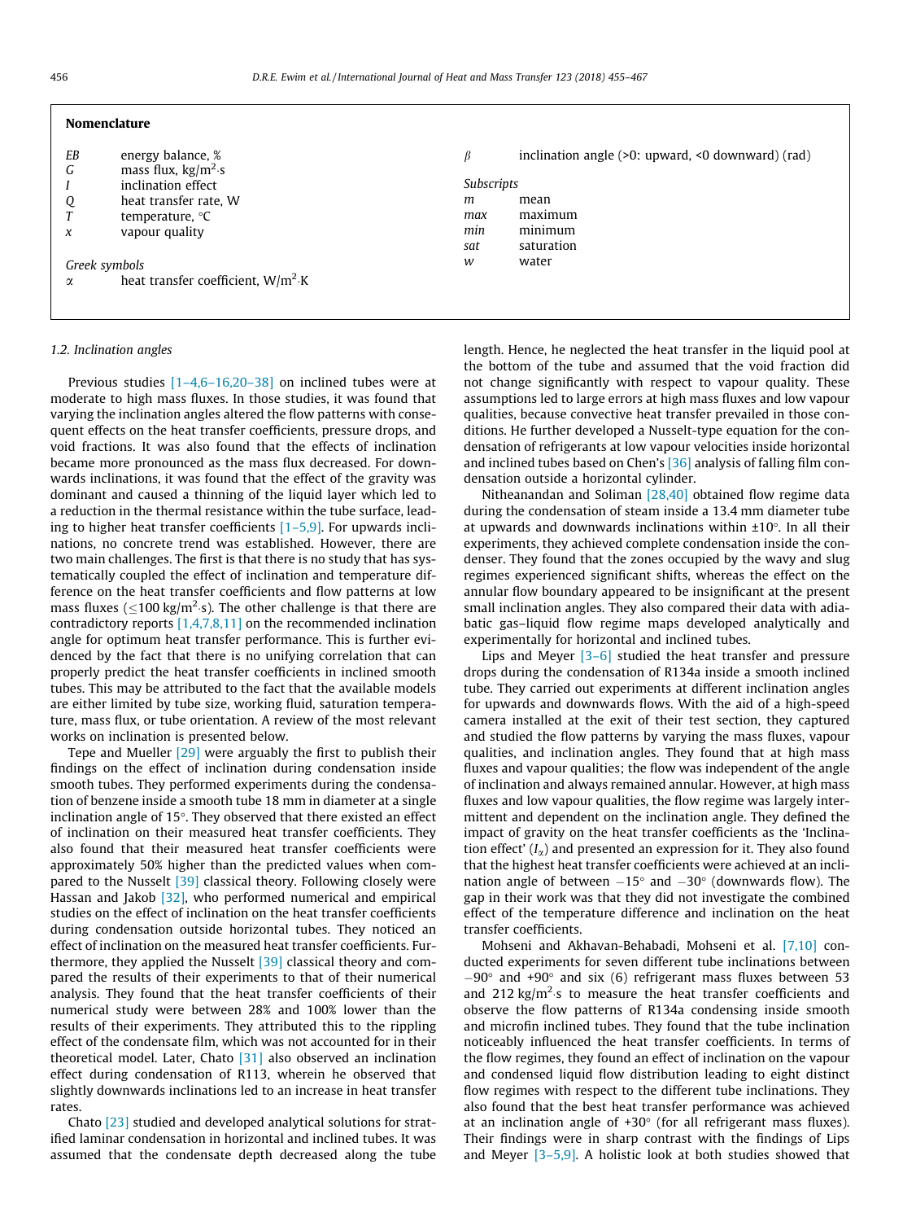## Nomenclature

| | |
|---|---|
| $EB$ | energy balance, % |
| $G$ | mass flux, kg/m$^2$·s |
| $I$ | inclination effect |
| $Q$ | heat transfer rate, W |
| $T$ | temperature, °C |
| $x$ | vapour quality |

*Greek symbols*

| | |
|---|---|
| $\alpha$ | heat transfer coefficient, W/m$^2$·K |
| $\beta$ | inclination angle (>0: upward, <0 downward) (rad) |

*Subscripts*

| | |
|---|---|
| $m$ | mean |
| $max$ | maximum |
| $min$ | minimum |
| $sat$ | saturation |
| $w$ | water |

### 1.2. Inclination angles

Previous studies [1–4,6–16,20–38] on inclined tubes were at moderate to high mass fluxes. In those studies, it was found that varying the inclination angles altered the flow patterns with consequent effects on the heat transfer coefficients, pressure drops, and void fractions. It was also found that the effects of inclination became more pronounced as the mass flux decreased. For downwards inclinations, it was found that the effect of the gravity was dominant and caused a thinning of the liquid layer which led to a reduction in the thermal resistance within the tube surface, leading to higher heat transfer coefficients [1–5,9]. For upwards inclinations, no concrete trend was established. However, there are two main challenges. The first is that there is no study that has systematically coupled the effect of inclination and temperature difference on the heat transfer coefficients and flow patterns at low mass fluxes ($\leq$100 kg/m$^2$·s). The other challenge is that there are contradictory reports [1,4,7,8,11] on the recommended inclination angle for optimum heat transfer performance. This is further evidenced by the fact that there is no unifying correlation that can properly predict the heat transfer coefficients in inclined smooth tubes. This may be attributed to the fact that the available models are either limited by tube size, working fluid, saturation temperature, mass flux, or tube orientation. A review of the most relevant works on inclination is presented below.

Tepe and Mueller [29] were arguably the first to publish their findings on the effect of inclination during condensation inside smooth tubes. They performed experiments during the condensation of benzene inside a smooth tube 18 mm in diameter at a single inclination angle of 15°. They observed that there existed an effect of inclination on their measured heat transfer coefficients. They also found that their measured heat transfer coefficients were approximately 50% higher than the predicted values when compared to the Nusselt [39] classical theory. Following closely were Hassan and Jakob [32], who performed numerical and empirical studies on the effect of inclination on the heat transfer coefficients during condensation outside horizontal tubes. They noticed an effect of inclination on the measured heat transfer coefficients. Furthermore, they applied the Nusselt [39] classical theory and compared the results of their experiments to that of their numerical analysis. They found that the heat transfer coefficients of their numerical study were between 28% and 100% lower than the results of their experiments. They attributed this to the rippling effect of the condensate film, which was not accounted for in their theoretical model. Later, Chato [31] also observed an inclination effect during condensation of R113, wherein he observed that slightly downwards inclinations led to an increase in heat transfer rates.

Chato [23] studied and developed analytical solutions for stratified laminar condensation in horizontal and inclined tubes. It was assumed that the condensate depth decreased along the tube length. Hence, he neglected the heat transfer in the liquid pool at the bottom of the tube and assumed that the void fraction did not change significantly with respect to vapour quality. These assumptions led to large errors at high mass fluxes and low vapour qualities, because convective heat transfer prevailed in those conditions. He further developed a Nusselt-type equation for the condensation of refrigerants at low vapour velocities inside horizontal and inclined tubes based on Chen's [36] analysis of falling film condensation outside a horizontal cylinder.

Nitheanandan and Soliman [28,40] obtained flow regime data during the condensation of steam inside a 13.4 mm diameter tube at upwards and downwards inclinations within ±10°. In all their experiments, they achieved complete condensation inside the condenser. They found that the zones occupied by the wavy and slug regimes experienced significant shifts, whereas the effect on the annular flow boundary appeared to be insignificant at the present small inclination angles. They also compared their data with adiabatic gas–liquid flow regime maps developed analytically and experimentally for horizontal and inclined tubes.

Lips and Meyer [3–6] studied the heat transfer and pressure drops during the condensation of R134a inside a smooth inclined tube. They carried out experiments at different inclination angles for upwards and downwards flows. With the aid of a high-speed camera installed at the exit of their test section, they captured and studied the flow patterns by varying the mass fluxes, vapour qualities, and inclination angles. They found that at high mass fluxes and vapour qualities; the flow was independent of the angle of inclination and always remained annular. However, at high mass fluxes and low vapour qualities, the flow regime was largely intermittent and dependent on the inclination angle. They defined the impact of gravity on the heat transfer coefficients as the 'Inclination effect' ($I_\alpha$) and presented an expression for it. They also found that the highest heat transfer coefficients were achieved at an inclination angle of between −15° and −30° (downwards flow). The gap in their work was that they did not investigate the combined effect of the temperature difference and inclination on the heat transfer coefficients.

Mohseni and Akhavan-Behabadi, Mohseni et al. [7,10] conducted experiments for seven different tube inclinations between −90° and +90° and six (6) refrigerant mass fluxes between 53 and 212 kg/m$^2$·s to measure the heat transfer coefficients and observe the flow patterns of R134a condensing inside smooth and microfin inclined tubes. They found that the tube inclination noticeably influenced the heat transfer coefficients. In terms of the flow regimes, they found an effect of inclination on the vapour and condensed liquid flow distribution leading to eight distinct flow regimes with respect to the different tube inclinations. They also found that the best heat transfer performance was achieved at an inclination angle of +30° (for all refrigerant mass fluxes). Their findings were in sharp contrast with the findings of Lips and Meyer [3–5,9]. A holistic look at both studies showed that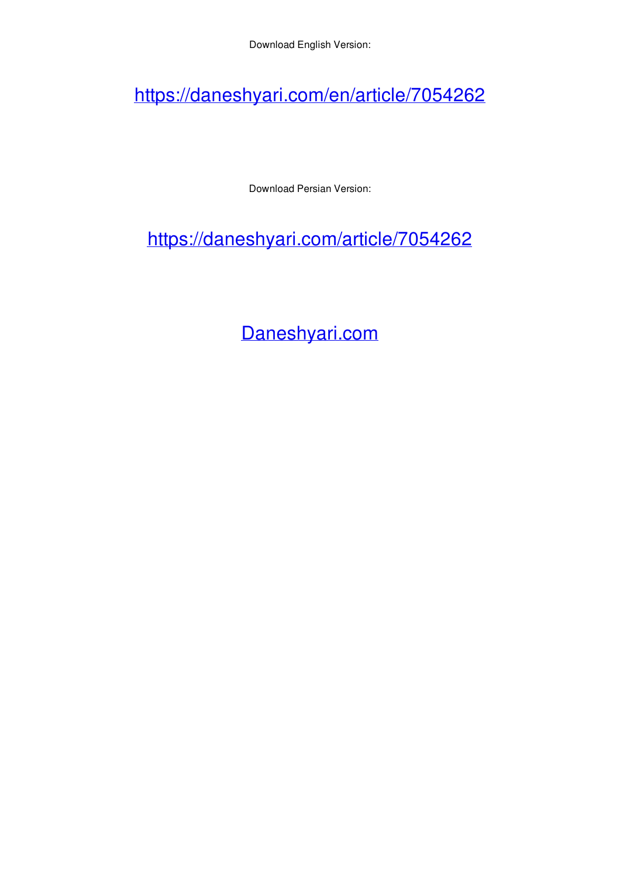Download English Version:

https://daneshyari.com/en/article/7054262

Download Persian Version:

https://daneshyari.com/article/7054262

Daneshyari.com